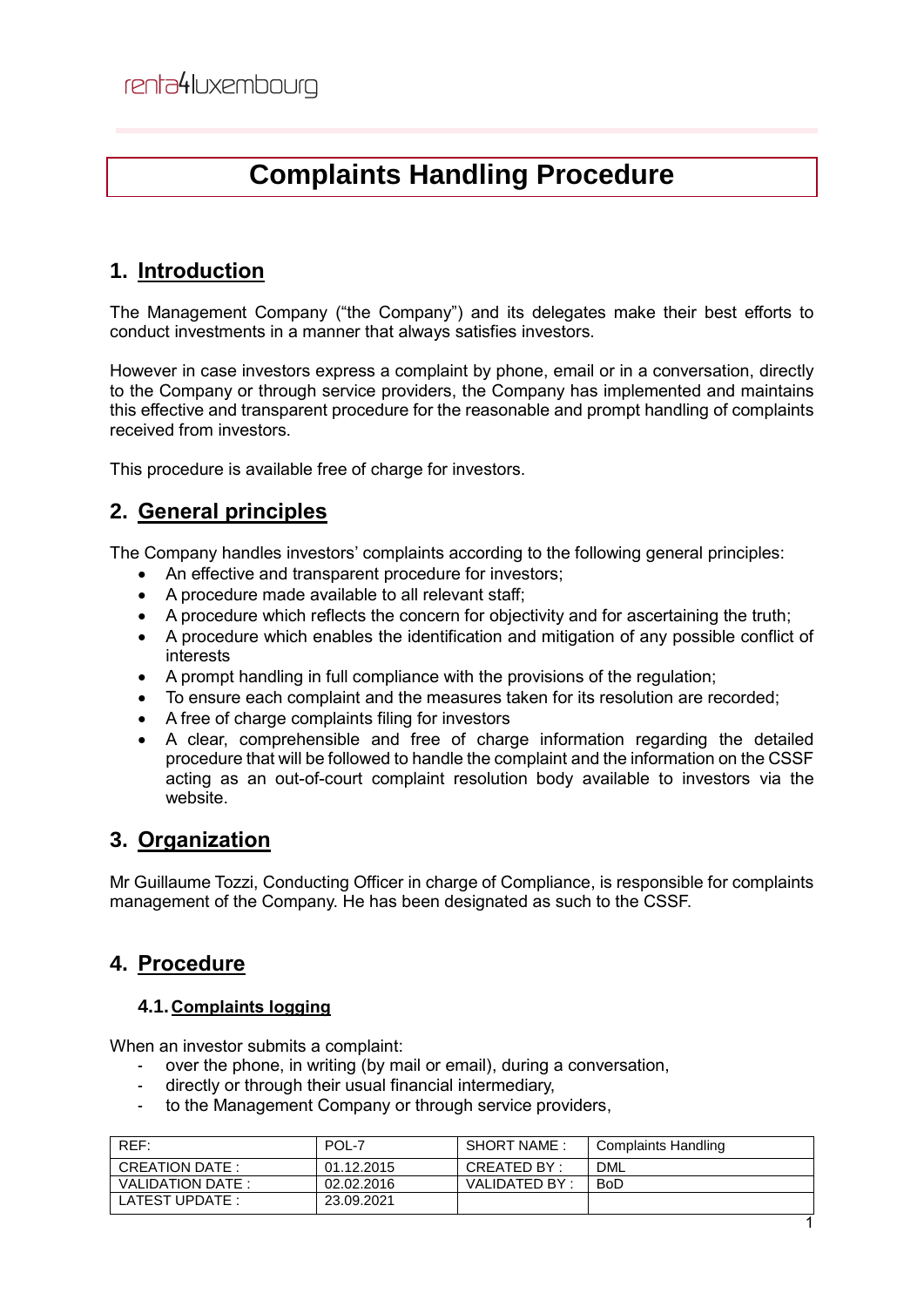renta4luxembourg

# Complaints Handling Procedure

## 1. Introduction

The Management Company ("the Company") and its delegates make their best efforts to conduct investments in a manner that always satisfies investors.

However in case investors express a complaint by phone, email or in a conversation, directly to the Company or through service providers, the Company has implemented and maintains this effective and transparent procedure for the reasonable and prompt handling of complaints received from investors.

This procedure is available free of charge for investors.

## 2. General principles

The Company handles investors' complaints according to the following general principles:

- An effective and transparent procedure for investors;
- A procedure made available to all relevant staff;
- A procedure which reflects the concern for objectivity and for ascertaining the truth;
- A procedure which enables the identification and mitigation of any possible conflict of interests
- A prompt handling in full compliance with the provisions of the regulation;
- To ensure each complaint and the measures taken for its resolution are recorded;
- A free of charge complaints filing for investors
- A clear, comprehensible and free of charge information regarding the detailed procedure that will be followed to handle the complaint and the information on the CSSF acting as an out-of-court complaint resolution body available to investors via the website.

## 3. Organization

Mr Guillaume Tozzi, Conducting Officer in charge of Compliance, is responsible for complaints management of the Company. He has been designated as such to the CSSF.

## 4. Procedure

### 4.1. Complaints logging

When an investor submits a complaint:

- over the phone, in writing (by mail or email), during a conversation,
- directly or through their usual financial intermediary,
- to the Management Company or through service providers,

| REF: | POL-7 | SHORT NAME : | Complaints Handling |
|---|---|---|---|
| CREATION DATE : | 01.12.2015 | CREATED BY : | DML |
| VALIDATION DATE : | 02.02.2016 | VALIDATED BY : | BoD |
| LATEST UPDATE : | 23.09.2021 | | |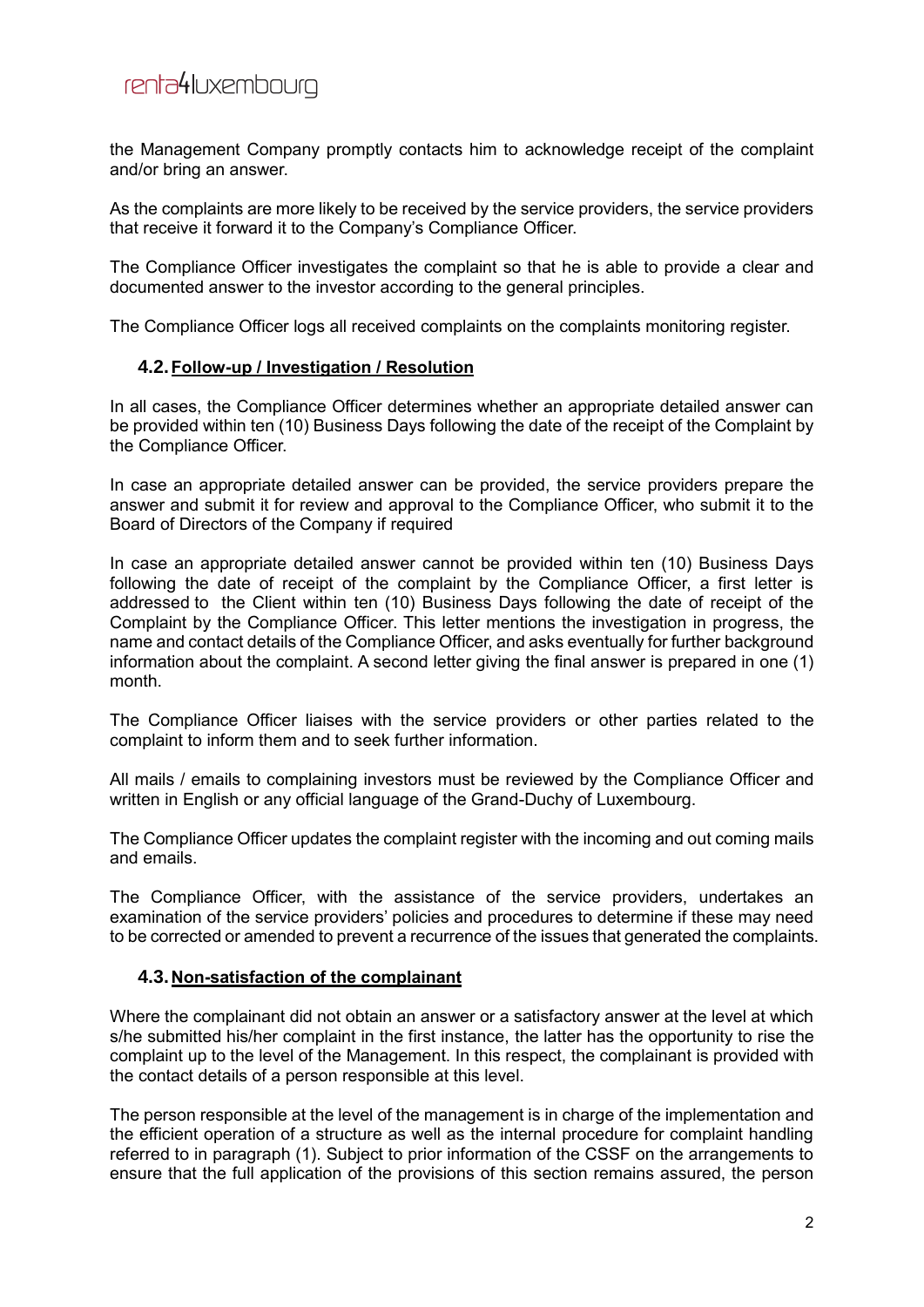the Management Company promptly contacts him to acknowledge receipt of the complaint and/or bring an answer.

As the complaints are more likely to be received by the service providers, the service providers that receive it forward it to the Company's Compliance Officer.

The Compliance Officer investigates the complaint so that he is able to provide a clear and documented answer to the investor according to the general principles.

The Compliance Officer logs all received complaints on the complaints monitoring register.

### 4.2. Follow-up / Investigation / Resolution

In all cases, the Compliance Officer determines whether an appropriate detailed answer can be provided within ten (10) Business Days following the date of the receipt of the Complaint by the Compliance Officer.

In case an appropriate detailed answer can be provided, the service providers prepare the answer and submit it for review and approval to the Compliance Officer, who submit it to the Board of Directors of the Company if required

In case an appropriate detailed answer cannot be provided within ten (10) Business Days following the date of receipt of the complaint by the Compliance Officer, a first letter is addressed to the Client within ten (10) Business Days following the date of receipt of the Complaint by the Compliance Officer. This letter mentions the investigation in progress, the name and contact details of the Compliance Officer, and asks eventually for further background information about the complaint. A second letter giving the final answer is prepared in one (1) month.

The Compliance Officer liaises with the service providers or other parties related to the complaint to inform them and to seek further information.

All mails / emails to complaining investors must be reviewed by the Compliance Officer and written in English or any official language of the Grand-Duchy of Luxembourg.

The Compliance Officer updates the complaint register with the incoming and out coming mails and emails.

The Compliance Officer, with the assistance of the service providers, undertakes an examination of the service providers' policies and procedures to determine if these may need to be corrected or amended to prevent a recurrence of the issues that generated the complaints.

### 4.3. Non-satisfaction of the complainant

Where the complainant did not obtain an answer or a satisfactory answer at the level at which s/he submitted his/her complaint in the first instance, the latter has the opportunity to rise the complaint up to the level of the Management. In this respect, the complainant is provided with the contact details of a person responsible at this level.

The person responsible at the level of the management is in charge of the implementation and the efficient operation of a structure as well as the internal procedure for complaint handling referred to in paragraph (1). Subject to prior information of the CSSF on the arrangements to ensure that the full application of the provisions of this section remains assured, the person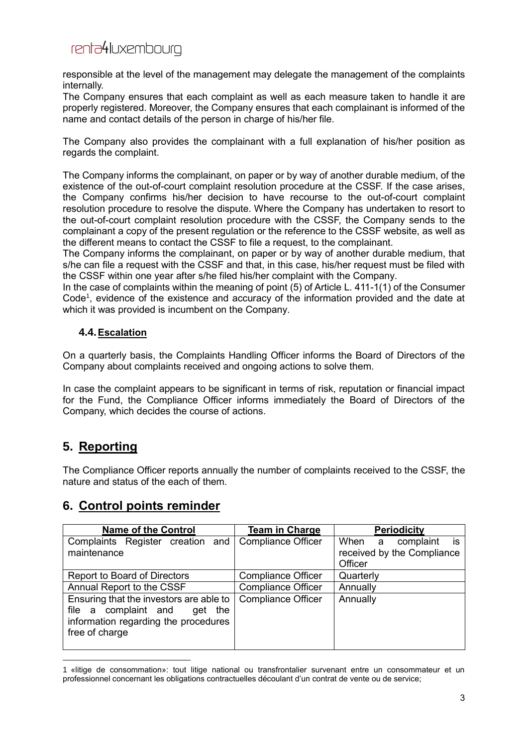responsible at the level of the management may delegate the management of the complaints internally.

The Company ensures that each complaint as well as each measure taken to handle it are properly registered. Moreover, the Company ensures that each complainant is informed of the name and contact details of the person in charge of his/her file.

The Company also provides the complainant with a full explanation of his/her position as regards the complaint.

The Company informs the complainant, on paper or by way of another durable medium, of the existence of the out-of-court complaint resolution procedure at the CSSF. If the case arises, the Company confirms his/her decision to have recourse to the out-of-court complaint resolution procedure to resolve the dispute. Where the Company has undertaken to resort to the out-of-court complaint resolution procedure with the CSSF, the Company sends to the complainant a copy of the present regulation or the reference to the CSSF website, as well as the different means to contact the CSSF to file a request, to the complainant.

The Company informs the complainant, on paper or by way of another durable medium, that s/he can file a request with the CSSF and that, in this case, his/her request must be filed with the CSSF within one year after s/he filed his/her complaint with the Company.

In the case of complaints within the meaning of point (5) of Article L. 411-1(1) of the Consumer Code[1], evidence of the existence and accuracy of the information provided and the date at which it was provided is incumbent on the Company.

### 4.4. Escalation

On a quarterly basis, the Complaints Handling Officer informs the Board of Directors of the Company about complaints received and ongoing actions to solve them.

In case the complaint appears to be significant in terms of risk, reputation or financial impact for the Fund, the Compliance Officer informs immediately the Board of Directors of the Company, which decides the course of actions.

## 5. Reporting

The Compliance Officer reports annually the number of complaints received to the CSSF, the nature and status of the each of them.

## 6. Control points reminder

| Name of the Control | Team in Charge | Periodicity |
| --- | --- | --- |
| Complaints Register creation and maintenance | Compliance Officer | When a complaint is received by the Compliance Officer |
| Report to Board of Directors | Compliance Officer | Quarterly |
| Annual Report to the CSSF | Compliance Officer | Annually |
| Ensuring that the investors are able to file a complaint and get the information regarding the procedures free of charge | Compliance Officer | Annually |

1 «litige de consommation»: tout litige national ou transfrontalier survenant entre un consommateur et un professionnel concernant les obligations contractuelles découlant d'un contrat de vente ou de service;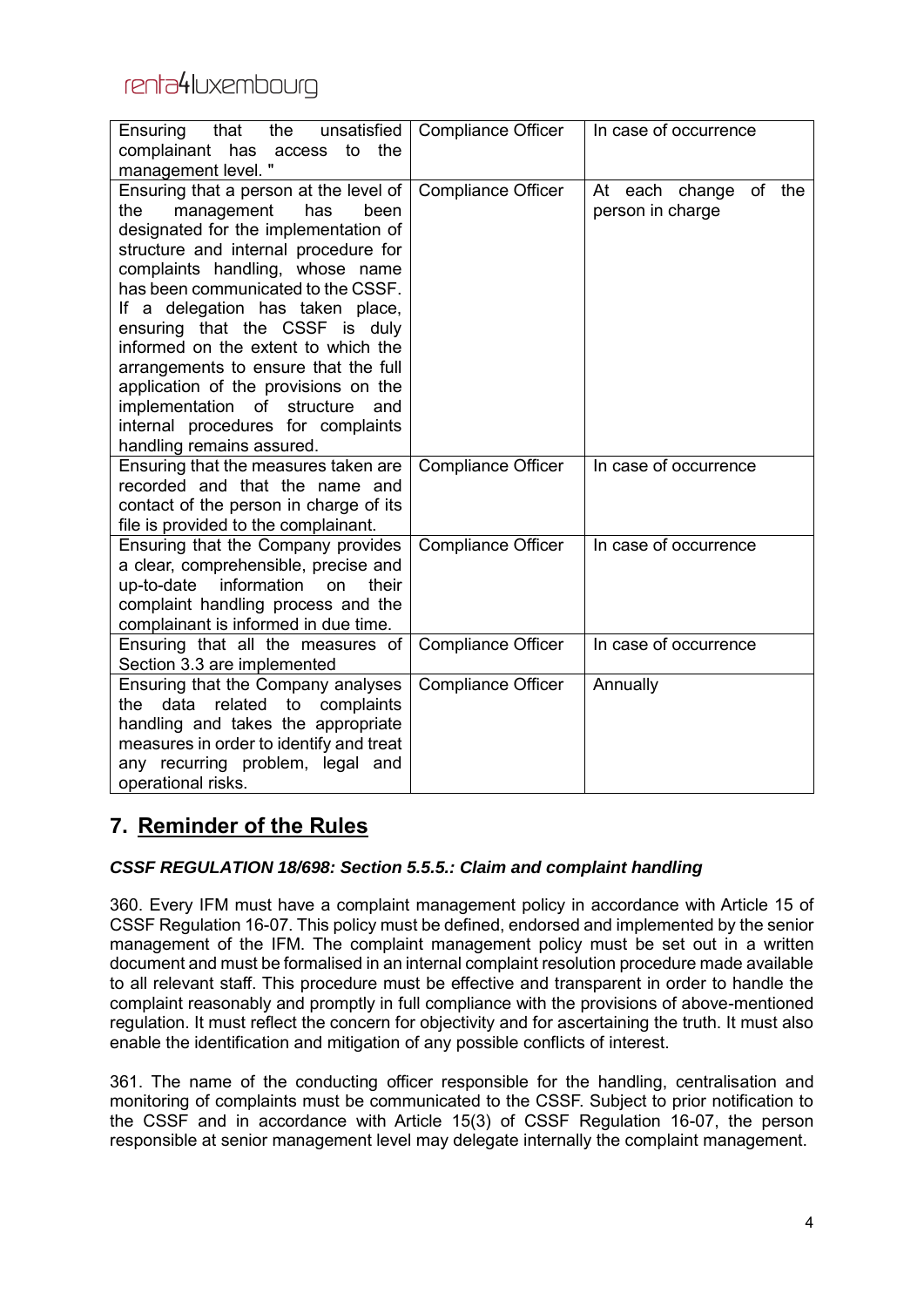| Ensuring that the unsatisfied complainant has access to the management level. " | Compliance Officer | In case of occurrence |
|---|---|---|
| Ensuring that a person at the level of the management has been designated for the implementation of structure and internal procedure for complaints handling, whose name has been communicated to the CSSF. If a delegation has taken place, ensuring that the CSSF is duly informed on the extent to which the arrangements to ensure that the full application of the provisions on the implementation of structure and internal procedures for complaints handling remains assured. | Compliance Officer | At each change of the person in charge |
| Ensuring that the measures taken are recorded and that the name and contact of the person in charge of its file is provided to the complainant. | Compliance Officer | In case of occurrence |
| Ensuring that the Company provides a clear, comprehensible, precise and up-to-date information on their complaint handling process and the complainant is informed in due time. | Compliance Officer | In case of occurrence |
| Ensuring that all the measures of Section 3.3 are implemented | Compliance Officer | In case of occurrence |
| Ensuring that the Company analyses the data related to complaints handling and takes the appropriate measures in order to identify and treat any recurring problem, legal and operational risks. | Compliance Officer | Annually |

## 7. Reminder of the Rules

***CSSF REGULATION 18/698: Section 5.5.5.: Claim and complaint handling***

360. Every IFM must have a complaint management policy in accordance with Article 15 of CSSF Regulation 16-07. This policy must be defined, endorsed and implemented by the senior management of the IFM. The complaint management policy must be set out in a written document and must be formalised in an internal complaint resolution procedure made available to all relevant staff. This procedure must be effective and transparent in order to handle the complaint reasonably and promptly in full compliance with the provisions of above-mentioned regulation. It must reflect the concern for objectivity and for ascertaining the truth. It must also enable the identification and mitigation of any possible conflicts of interest.

361. The name of the conducting officer responsible for the handling, centralisation and monitoring of complaints must be communicated to the CSSF. Subject to prior notification to the CSSF and in accordance with Article 15(3) of CSSF Regulation 16-07, the person responsible at senior management level may delegate internally the complaint management.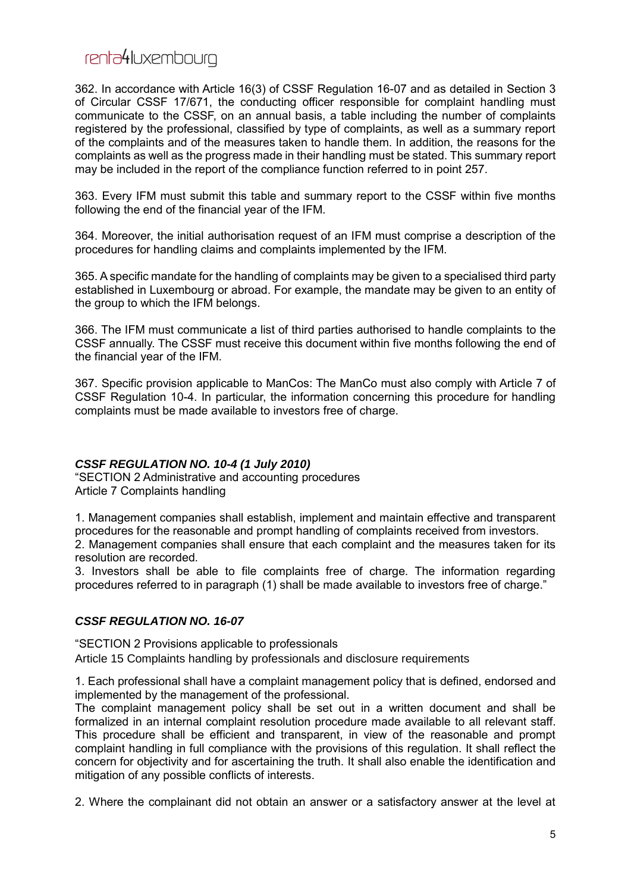362. In accordance with Article 16(3) of CSSF Regulation 16-07 and as detailed in Section 3 of Circular CSSF 17/671, the conducting officer responsible for complaint handling must communicate to the CSSF, on an annual basis, a table including the number of complaints registered by the professional, classified by type of complaints, as well as a summary report of the complaints and of the measures taken to handle them. In addition, the reasons for the complaints as well as the progress made in their handling must be stated. This summary report may be included in the report of the compliance function referred to in point 257.

363. Every IFM must submit this table and summary report to the CSSF within five months following the end of the financial year of the IFM.

364. Moreover, the initial authorisation request of an IFM must comprise a description of the procedures for handling claims and complaints implemented by the IFM.

365. A specific mandate for the handling of complaints may be given to a specialised third party established in Luxembourg or abroad. For example, the mandate may be given to an entity of the group to which the IFM belongs.

366. The IFM must communicate a list of third parties authorised to handle complaints to the CSSF annually. The CSSF must receive this document within five months following the end of the financial year of the IFM.

367. Specific provision applicable to ManCos: The ManCo must also comply with Article 7 of CSSF Regulation 10-4. In particular, the information concerning this procedure for handling complaints must be made available to investors free of charge.

***CSSF REGULATION NO. 10-4 (1 July 2010)***

"SECTION 2 Administrative and accounting procedures
Article 7 Complaints handling

1. Management companies shall establish, implement and maintain effective and transparent procedures for the reasonable and prompt handling of complaints received from investors.
2. Management companies shall ensure that each complaint and the measures taken for its resolution are recorded.
3. Investors shall be able to file complaints free of charge. The information regarding procedures referred to in paragraph (1) shall be made available to investors free of charge."

***CSSF REGULATION NO. 16-07***

"SECTION 2 Provisions applicable to professionals
Article 15 Complaints handling by professionals and disclosure requirements

1. Each professional shall have a complaint management policy that is defined, endorsed and implemented by the management of the professional.
The complaint management policy shall be set out in a written document and shall be formalized in an internal complaint resolution procedure made available to all relevant staff. This procedure shall be efficient and transparent, in view of the reasonable and prompt complaint handling in full compliance with the provisions of this regulation. It shall reflect the concern for objectivity and for ascertaining the truth. It shall also enable the identification and mitigation of any possible conflicts of interests.

2. Where the complainant did not obtain an answer or a satisfactory answer at the level at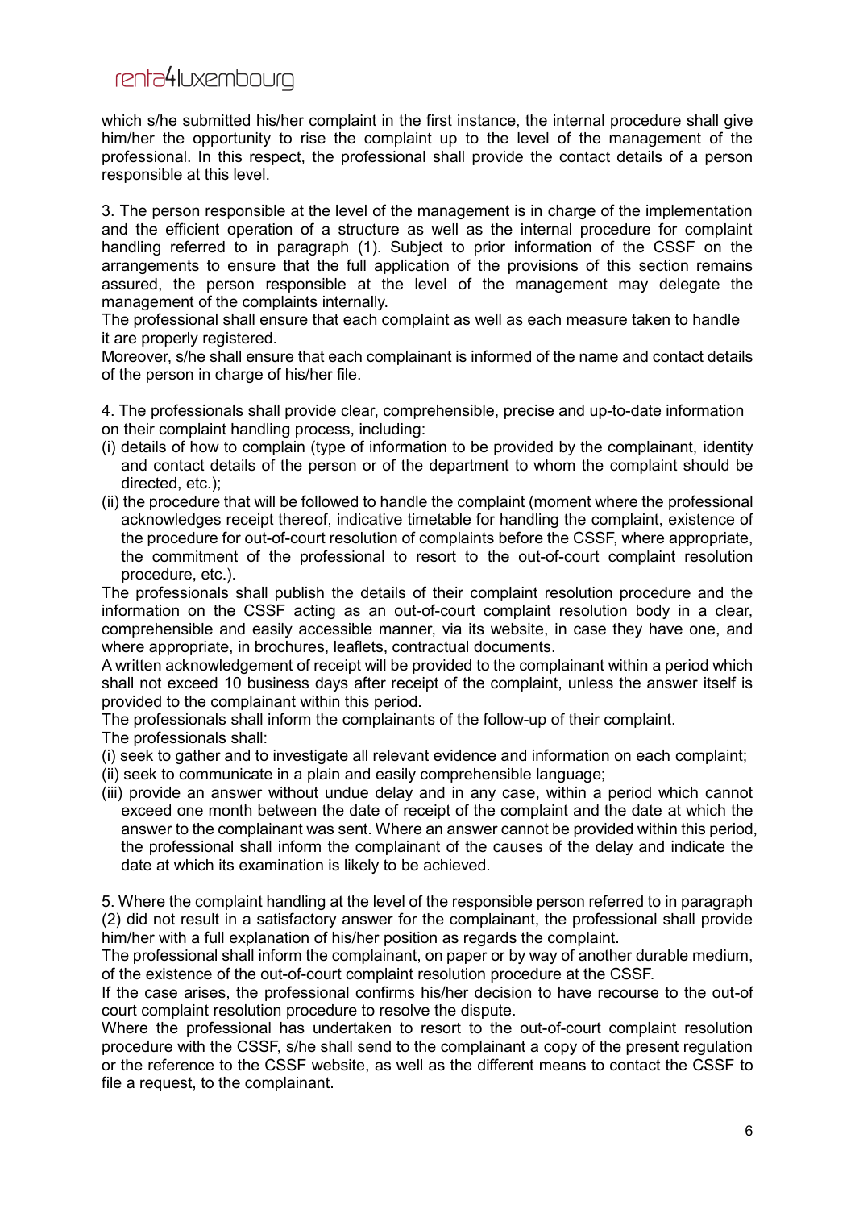which s/he submitted his/her complaint in the first instance, the internal procedure shall give him/her the opportunity to rise the complaint up to the level of the management of the professional. In this respect, the professional shall provide the contact details of a person responsible at this level.

3. The person responsible at the level of the management is in charge of the implementation and the efficient operation of a structure as well as the internal procedure for complaint handling referred to in paragraph (1). Subject to prior information of the CSSF on the arrangements to ensure that the full application of the provisions of this section remains assured, the person responsible at the level of the management may delegate the management of the complaints internally.
The professional shall ensure that each complaint as well as each measure taken to handle it are properly registered.
Moreover, s/he shall ensure that each complainant is informed of the name and contact details of the person in charge of his/her file.

4. The professionals shall provide clear, comprehensible, precise and up-to-date information on their complaint handling process, including:
(i) details of how to complain (type of information to be provided by the complainant, identity and contact details of the person or of the department to whom the complaint should be directed, etc.);
(ii) the procedure that will be followed to handle the complaint (moment where the professional acknowledges receipt thereof, indicative timetable for handling the complaint, existence of the procedure for out-of-court resolution of complaints before the CSSF, where appropriate, the commitment of the professional to resort to the out-of-court complaint resolution procedure, etc.).

The professionals shall publish the details of their complaint resolution procedure and the information on the CSSF acting as an out-of-court complaint resolution body in a clear, comprehensible and easily accessible manner, via its website, in case they have one, and where appropriate, in brochures, leaflets, contractual documents.
A written acknowledgement of receipt will be provided to the complainant within a period which shall not exceed 10 business days after receipt of the complaint, unless the answer itself is provided to the complainant within this period.
The professionals shall inform the complainants of the follow-up of their complaint.
The professionals shall:
(i) seek to gather and to investigate all relevant evidence and information on each complaint;
(ii) seek to communicate in a plain and easily comprehensible language;
(iii) provide an answer without undue delay and in any case, within a period which cannot exceed one month between the date of receipt of the complaint and the date at which the answer to the complainant was sent. Where an answer cannot be provided within this period, the professional shall inform the complainant of the causes of the delay and indicate the date at which its examination is likely to be achieved.

5. Where the complaint handling at the level of the responsible person referred to in paragraph (2) did not result in a satisfactory answer for the complainant, the professional shall provide him/her with a full explanation of his/her position as regards the complaint.
The professional shall inform the complainant, on paper or by way of another durable medium, of the existence of the out-of-court complaint resolution procedure at the CSSF.
If the case arises, the professional confirms his/her decision to have recourse to the out-of court complaint resolution procedure to resolve the dispute.
Where the professional has undertaken to resort to the out-of-court complaint resolution procedure with the CSSF, s/he shall send to the complainant a copy of the present regulation or the reference to the CSSF website, as well as the different means to contact the CSSF to file a request, to the complainant.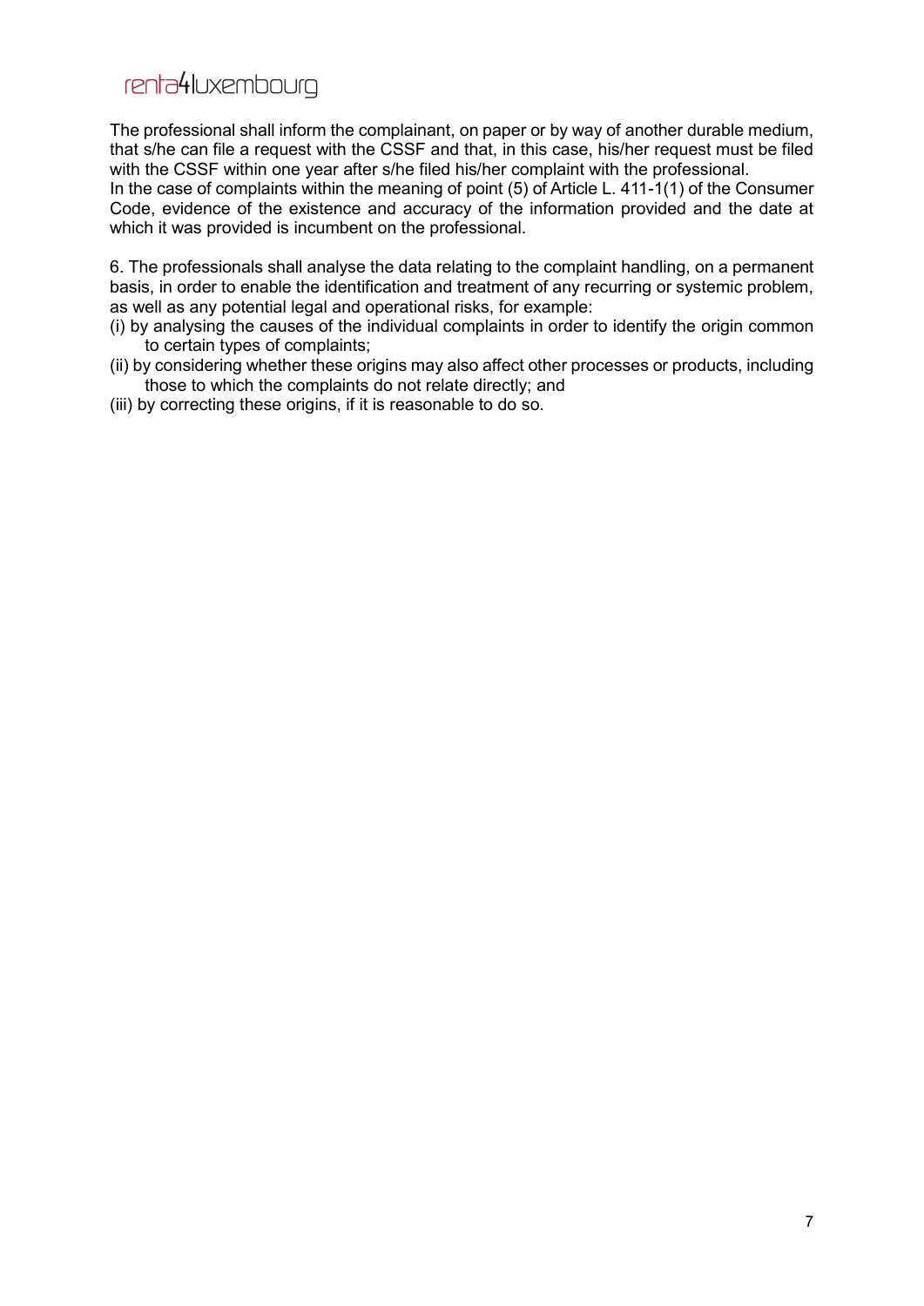The professional shall inform the complainant, on paper or by way of another durable medium, that s/he can file a request with the CSSF and that, in this case, his/her request must be filed with the CSSF within one year after s/he filed his/her complaint with the professional.
In the case of complaints within the meaning of point (5) of Article L. 411-1(1) of the Consumer Code, evidence of the existence and accuracy of the information provided and the date at which it was provided is incumbent on the professional.

6. The professionals shall analyse the data relating to the complaint handling, on a permanent basis, in order to enable the identification and treatment of any recurring or systemic problem, as well as any potential legal and operational risks, for example:

(i) by analysing the causes of the individual complaints in order to identify the origin common to certain types of complaints;
(ii) by considering whether these origins may also affect other processes or products, including those to which the complaints do not relate directly; and
(iii) by correcting these origins, if it is reasonable to do so.